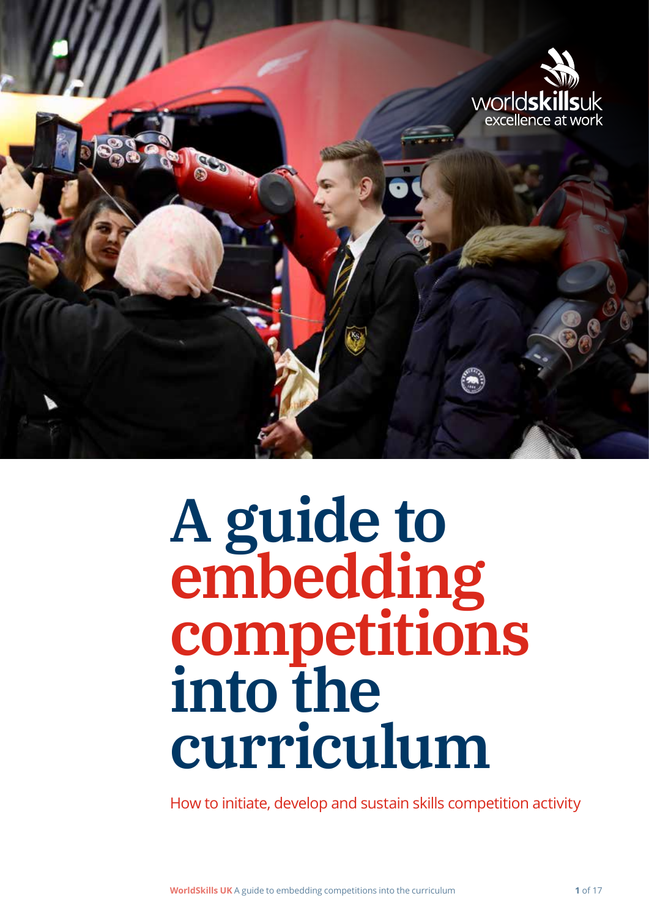worldskillsuk
excellence at work

# A guide to embedding competitions into the curriculum

How to initiate, develop and sustain skills competition activity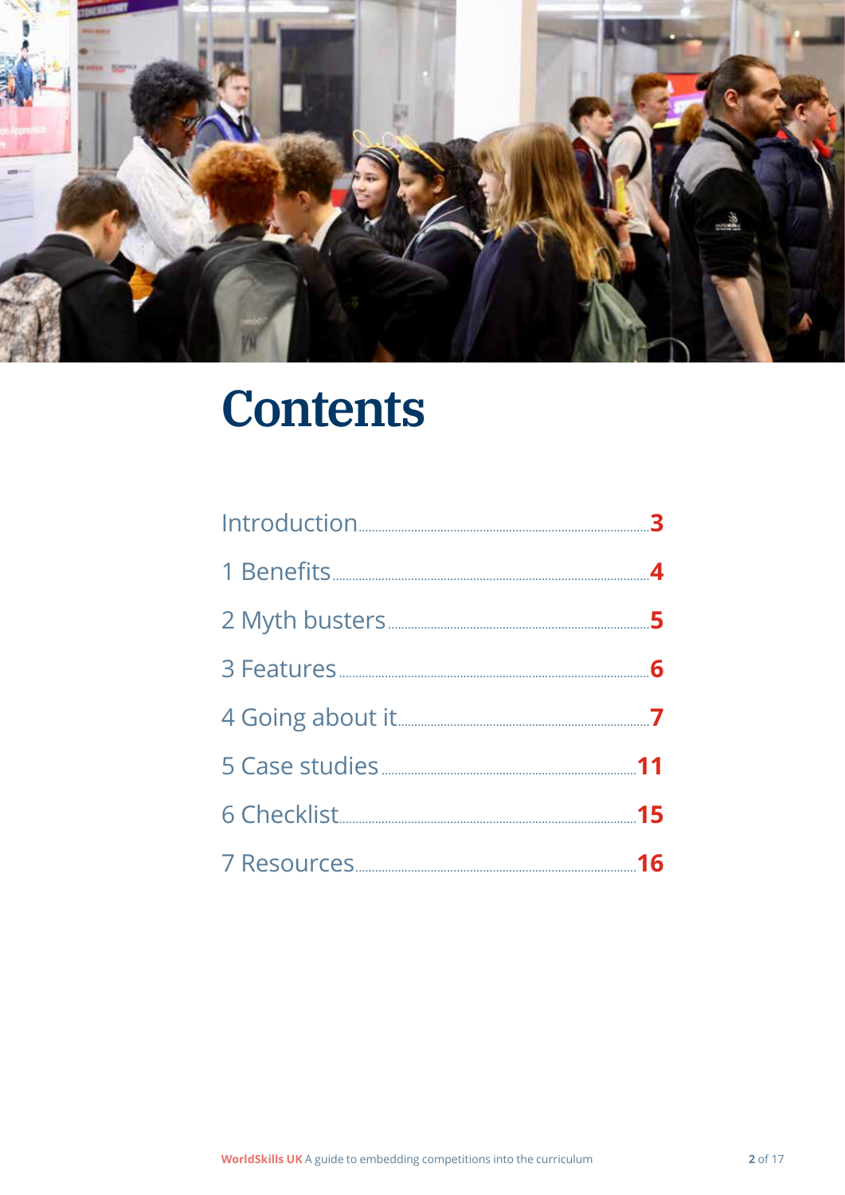# Contents

| | |
|---|---|
| Introduction | 3 |
| 1 Benefits | 4 |
| 2 Myth busters | 5 |
| 3 Features | 6 |
| 4 Going about it | 7 |
| 5 Case studies | 11 |
| 6 Checklist | 15 |
| 7 Resources | 16 |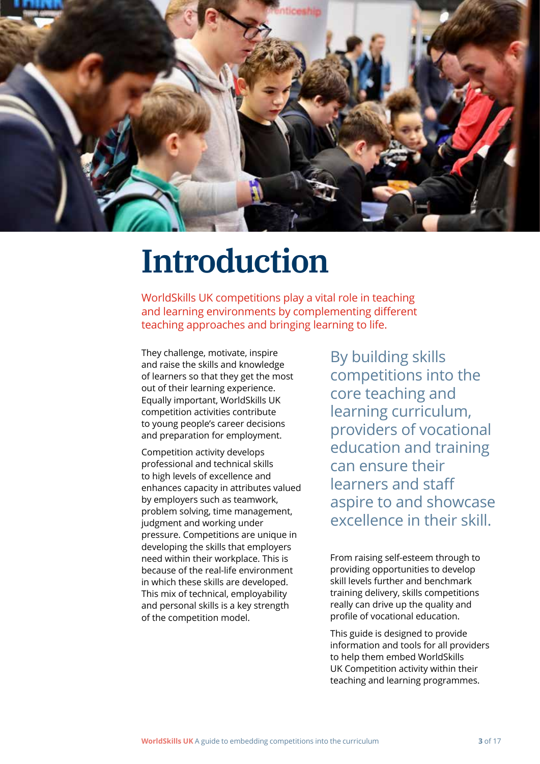# Introduction

WorldSkills UK competitions play a vital role in teaching and learning environments by complementing different teaching approaches and bringing learning to life.

They challenge, motivate, inspire and raise the skills and knowledge of learners so that they get the most out of their learning experience. Equally important, WorldSkills UK competition activities contribute to young people's career decisions and preparation for employment.

Competition activity develops professional and technical skills to high levels of excellence and enhances capacity in attributes valued by employers such as teamwork, problem solving, time management, judgment and working under pressure. Competitions are unique in developing the skills that employers need within their workplace. This is because of the real-life environment in which these skills are developed. This mix of technical, employability and personal skills is a key strength of the competition model.

By building skills competitions into the core teaching and learning curriculum, providers of vocational education and training can ensure their learners and staff aspire to and showcase excellence in their skill.

From raising self-esteem through to providing opportunities to develop skill levels further and benchmark training delivery, skills competitions really can drive up the quality and profile of vocational education.

This guide is designed to provide information and tools for all providers to help them embed WorldSkills UK Competition activity within their teaching and learning programmes.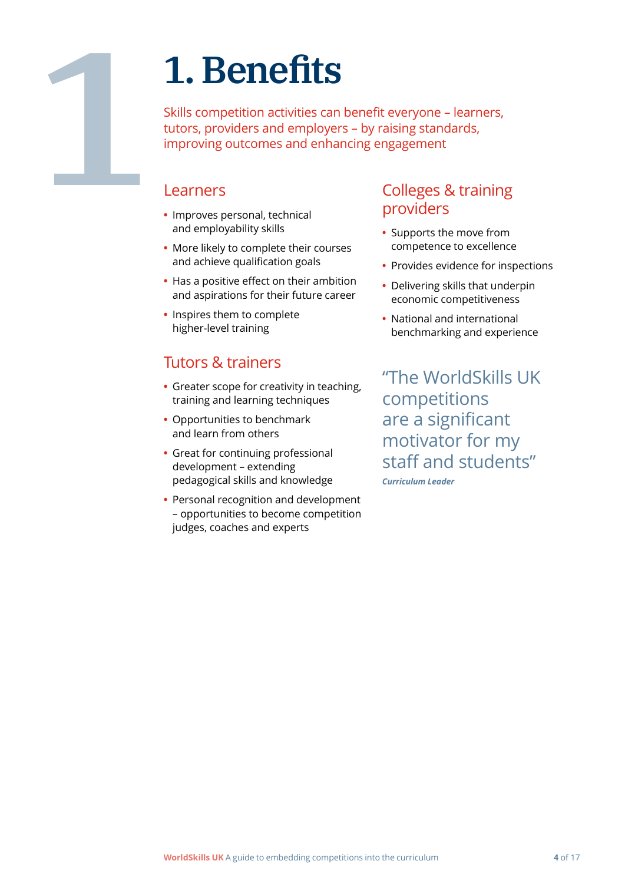# 1. Benefits

Skills competition activities can benefit everyone – learners, tutors, providers and employers – by raising standards, improving outcomes and enhancing engagement

## Learners

- Improves personal, technical and employability skills
- More likely to complete their courses and achieve qualification goals
- Has a positive effect on their ambition and aspirations for their future career
- Inspires them to complete higher-level training

## Tutors & trainers

- Greater scope for creativity in teaching, training and learning techniques
- Opportunities to benchmark and learn from others
- Great for continuing professional development – extending pedagogical skills and knowledge
- Personal recognition and development – opportunities to become competition judges, coaches and experts

## Colleges & training providers

- Supports the move from competence to excellence
- Provides evidence for inspections
- Delivering skills that underpin economic competitiveness
- National and international benchmarking and experience

> "The WorldSkills UK competitions are a significant motivator for my staff and students"
>
> ***Curriculum Leader***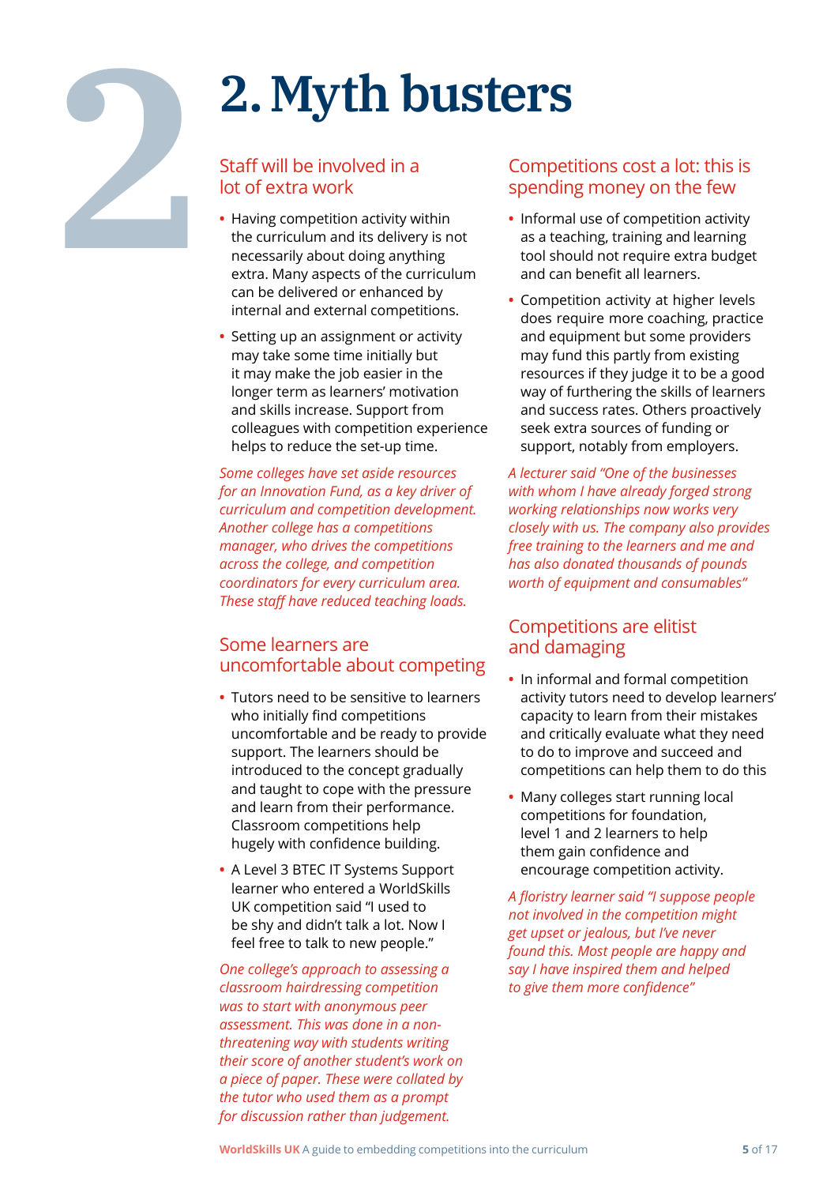# 2. Myth busters

## Staff will be involved in a lot of extra work

- Having competition activity within the curriculum and its delivery is not necessarily about doing anything extra. Many aspects of the curriculum can be delivered or enhanced by internal and external competitions.
- Setting up an assignment or activity may take some time initially but it may make the job easier in the longer term as learners' motivation and skills increase. Support from colleagues with competition experience helps to reduce the set-up time.

*Some colleges have set aside resources for an Innovation Fund, as a key driver of curriculum and competition development. Another college has a competitions manager, who drives the competitions across the college, and competition coordinators for every curriculum area. These staff have reduced teaching loads.*

## Some learners are uncomfortable about competing

- Tutors need to be sensitive to learners who initially find competitions uncomfortable and be ready to provide support. The learners should be introduced to the concept gradually and taught to cope with the pressure and learn from their performance. Classroom competitions help hugely with confidence building.
- A Level 3 BTEC IT Systems Support learner who entered a WorldSkills UK competition said "I used to be shy and didn't talk a lot. Now I feel free to talk to new people."

*One college's approach to assessing a classroom hairdressing competition was to start with anonymous peer assessment. This was done in a non-threatening way with students writing their score of another student's work on a piece of paper. These were collated by the tutor who used them as a prompt for discussion rather than judgement.*

## Competitions cost a lot: this is spending money on the few

- Informal use of competition activity as a teaching, training and learning tool should not require extra budget and can benefit all learners.
- Competition activity at higher levels does require more coaching, practice and equipment but some providers may fund this partly from existing resources if they judge it to be a good way of furthering the skills of learners and success rates. Others proactively seek extra sources of funding or support, notably from employers.

*A lecturer said "One of the businesses with whom I have already forged strong working relationships now works very closely with us. The company also provides free training to the learners and me and has also donated thousands of pounds worth of equipment and consumables"*

## Competitions are elitist and damaging

- In informal and formal competition activity tutors need to develop learners' capacity to learn from their mistakes and critically evaluate what they need to do to improve and succeed and competitions can help them to do this
- Many colleges start running local competitions for foundation, level 1 and 2 learners to help them gain confidence and encourage competition activity.

*A floristry learner said "I suppose people not involved in the competition might get upset or jealous, but I've never found this. Most people are happy and say I have inspired them and helped to give them more confidence"*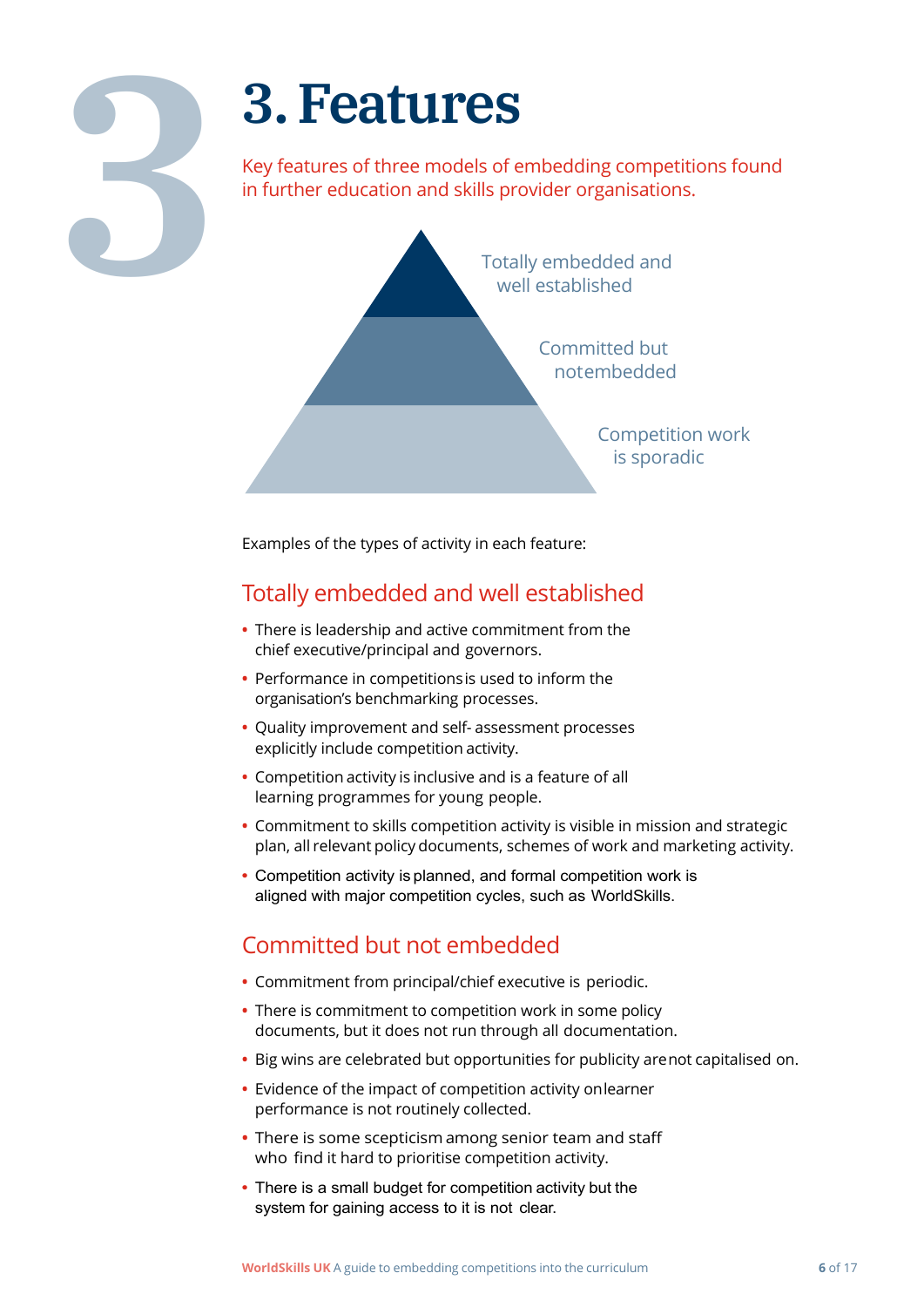# 3. Features

Key features of three models of embedding competitions found in further education and skills provider organisations.

Totally embedded and well established

Committed but notembedded

Competition work is sporadic

Examples of the types of activity in each feature:

## Totally embedded and well established

- There is leadership and active commitment from the chief executive/principal and governors.
- Performance in competitions is used to inform the organisation's benchmarking processes.
- Quality improvement and self- assessment processes explicitly include competition activity.
- Competition activity is inclusive and is a feature of all learning programmes for young people.
- Commitment to skills competition activity is visible in mission and strategic plan, all relevant policy documents, schemes of work and marketing activity.
- Competition activity is planned, and formal competition work is aligned with major competition cycles, such as WorldSkills.

## Committed but not embedded

- Commitment from principal/chief executive is periodic.
- There is commitment to competition work in some policy documents, but it does not run through all documentation.
- Big wins are celebrated but opportunities for publicity arenot capitalised on.
- Evidence of the impact of competition activity onlearner performance is not routinely collected.
- There is some scepticism among senior team and staff who find it hard to prioritise competition activity.
- There is a small budget for competition activity but the system for gaining access to it is not clear.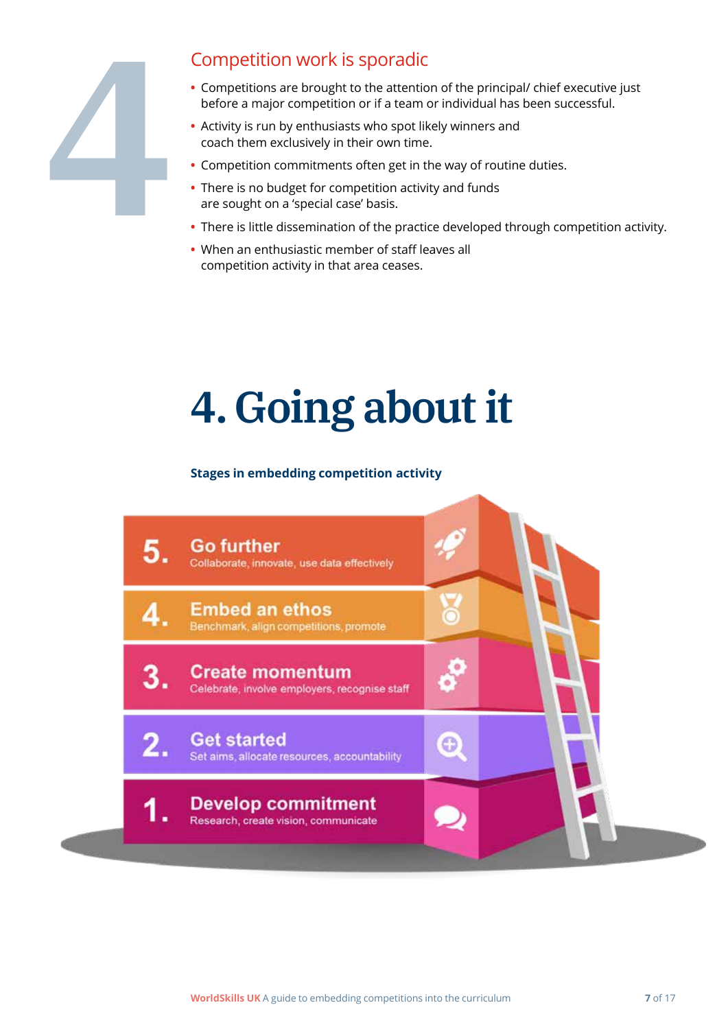# 4

## Competition work is sporadic

- Competitions are brought to the attention of the principal/ chief executive just before a major competition or if a team or individual has been successful.
- Activity is run by enthusiasts who spot likely winners and coach them exclusively in their own time.
- Competition commitments often get in the way of routine duties.
- There is no budget for competition activity and funds are sought on a 'special case' basis.
- There is little dissemination of the practice developed through competition activity.
- When an enthusiastic member of staff leaves all competition activity in that area ceases.

# 4. Going about it

**Stages in embedding competition activity**

5. **Go further** – Collaborate, innovate, use data effectively
4. **Embed an ethos** – Benchmark, align competitions, promote
3. **Create momentum** – Celebrate, involve employers, recognise staff
2. **Get started** – Set aims, allocate resources, accountability
1. **Develop commitment** – Research, create vision, communicate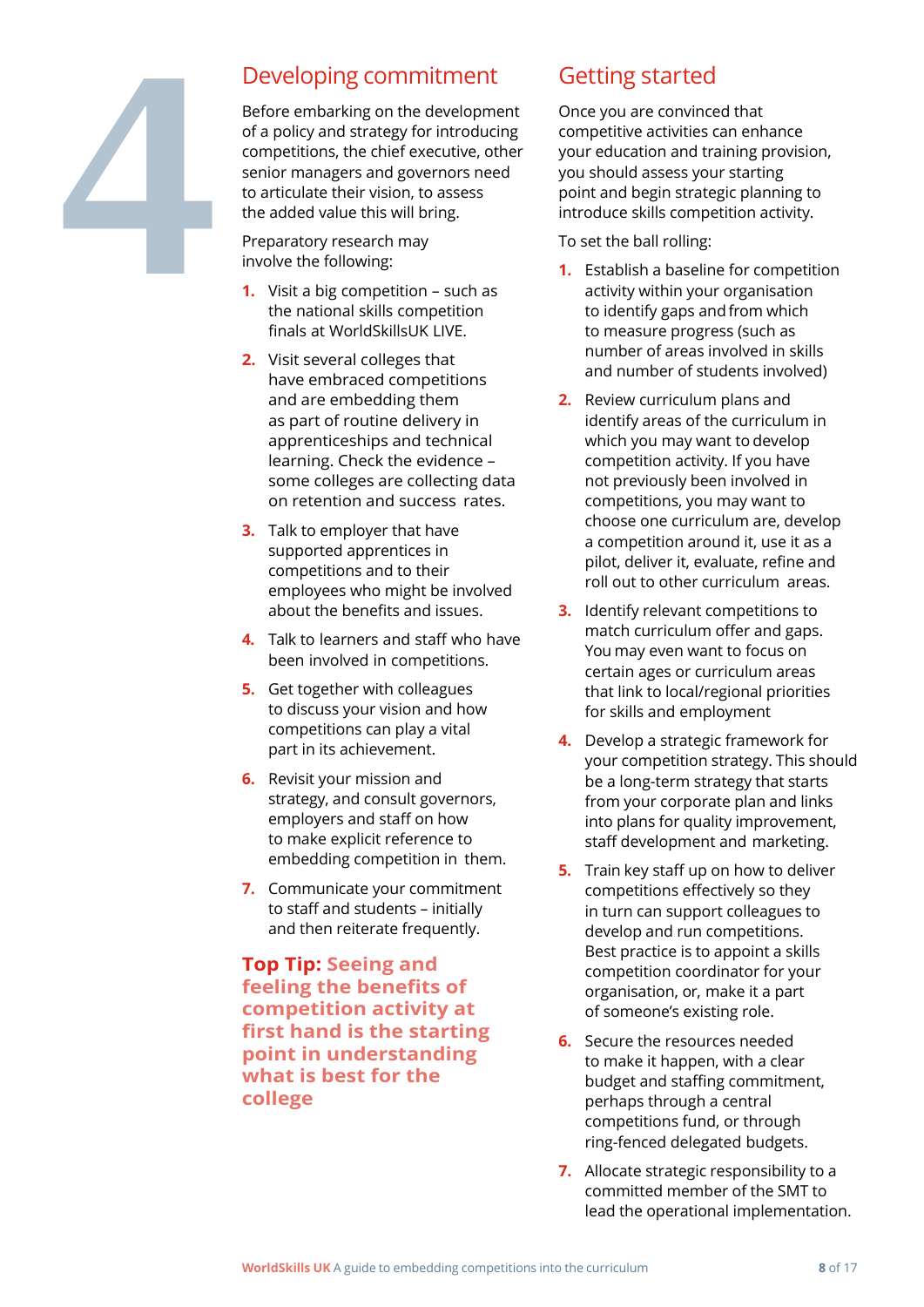# 4

## Developing commitment

Before embarking on the development of a policy and strategy for introducing competitions, the chief executive, other senior managers and governors need to articulate their vision, to assess the added value this will bring.

Preparatory research may involve the following:

1. Visit a big competition – such as the national skills competition finals at WorldSkillsUK LIVE.
2. Visit several colleges that have embraced competitions and are embedding them as part of routine delivery in apprenticeships and technical learning. Check the evidence – some colleges are collecting data on retention and success rates.
3. Talk to employer that have supported apprentices in competitions and to their employees who might be involved about the benefits and issues.
4. Talk to learners and staff who have been involved in competitions.
5. Get together with colleagues to discuss your vision and how competitions can play a vital part in its achievement.
6. Revisit your mission and strategy, and consult governors, employers and staff on how to make explicit reference to embedding competition in them.
7. Communicate your commitment to staff and students – initially and then reiterate frequently.

**Top Tip: Seeing and feeling the benefits of competition activity at first hand is the starting point in understanding what is best for the college**

## Getting started

Once you are convinced that competitive activities can enhance your education and training provision, you should assess your starting point and begin strategic planning to introduce skills competition activity.

To set the ball rolling:

1. Establish a baseline for competition activity within your organisation to identify gaps and from which to measure progress (such as number of areas involved in skills and number of students involved)
2. Review curriculum plans and identify areas of the curriculum in which you may want to develop competition activity. If you have not previously been involved in competitions, you may want to choose one curriculum are, develop a competition around it, use it as a pilot, deliver it, evaluate, refine and roll out to other curriculum areas.
3. Identify relevant competitions to match curriculum offer and gaps. You may even want to focus on certain ages or curriculum areas that link to local/regional priorities for skills and employment
4. Develop a strategic framework for your competition strategy. This should be a long-term strategy that starts from your corporate plan and links into plans for quality improvement, staff development and marketing.
5. Train key staff up on how to deliver competitions effectively so they in turn can support colleagues to develop and run competitions. Best practice is to appoint a skills competition coordinator for your organisation, or, make it a part of someone's existing role.
6. Secure the resources needed to make it happen, with a clear budget and staffing commitment, perhaps through a central competitions fund, or through ring-fenced delegated budgets.
7. Allocate strategic responsibility to a committed member of the SMT to lead the operational implementation.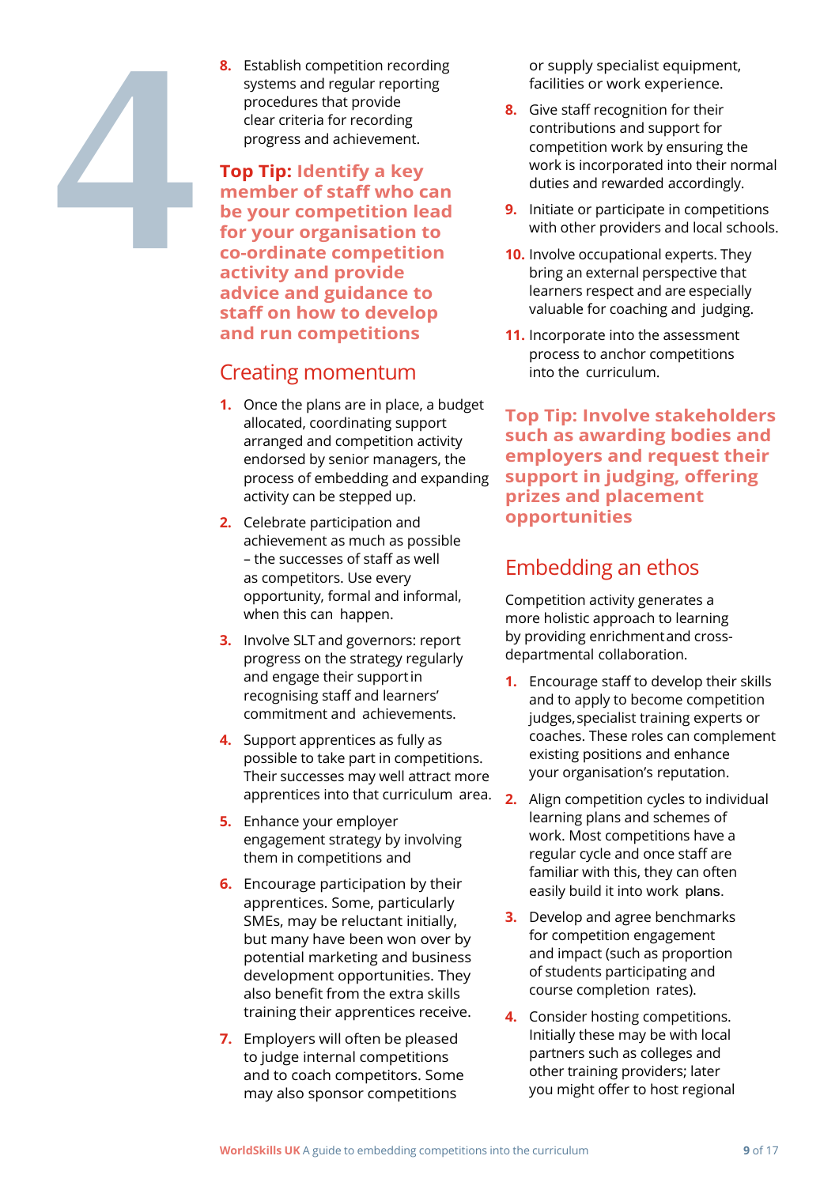8. Establish competition recording systems and regular reporting procedures that provide clear criteria for recording progress and achievement.

**Top Tip: Identify a key member of staff who can be your competition lead for your organisation to co-ordinate competition activity and provide advice and guidance to staff on how to develop and run competitions**

## Creating momentum

1. Once the plans are in place, a budget allocated, coordinating support arranged and competition activity endorsed by senior managers, the process of embedding and expanding activity can be stepped up.
2. Celebrate participation and achievement as much as possible – the successes of staff as well as competitors. Use every opportunity, formal and informal, when this can happen.
3. Involve SLT and governors: report progress on the strategy regularly and engage their support in recognising staff and learners' commitment and achievements.
4. Support apprentices as fully as possible to take part in competitions. Their successes may well attract more apprentices into that curriculum area.
5. Enhance your employer engagement strategy by involving them in competitions and
6. Encourage participation by their apprentices. Some, particularly SMEs, may be reluctant initially, but many have been won over by potential marketing and business development opportunities. They also benefit from the extra skills training their apprentices receive.
7. Employers will often be pleased to judge internal competitions and to coach competitors. Some may also sponsor competitions or supply specialist equipment, facilities or work experience.
8. Give staff recognition for their contributions and support for competition work by ensuring the work is incorporated into their normal duties and rewarded accordingly.
9. Initiate or participate in competitions with other providers and local schools.
10. Involve occupational experts. They bring an external perspective that learners respect and are especially valuable for coaching and judging.
11. Incorporate into the assessment process to anchor competitions into the curriculum.

**Top Tip: Involve stakeholders such as awarding bodies and employers and request their support in judging, offering prizes and placement opportunities**

## Embedding an ethos

Competition activity generates a more holistic approach to learning by providing enrichment and cross-departmental collaboration.

1. Encourage staff to develop their skills and to apply to become competition judges, specialist training experts or coaches. These roles can complement existing positions and enhance your organisation's reputation.
2. Align competition cycles to individual learning plans and schemes of work. Most competitions have a regular cycle and once staff are familiar with this, they can often easily build it into work plans.
3. Develop and agree benchmarks for competition engagement and impact (such as proportion of students participating and course completion rates).
4. Consider hosting competitions. Initially these may be with local partners such as colleges and other training providers; later you might offer to host regional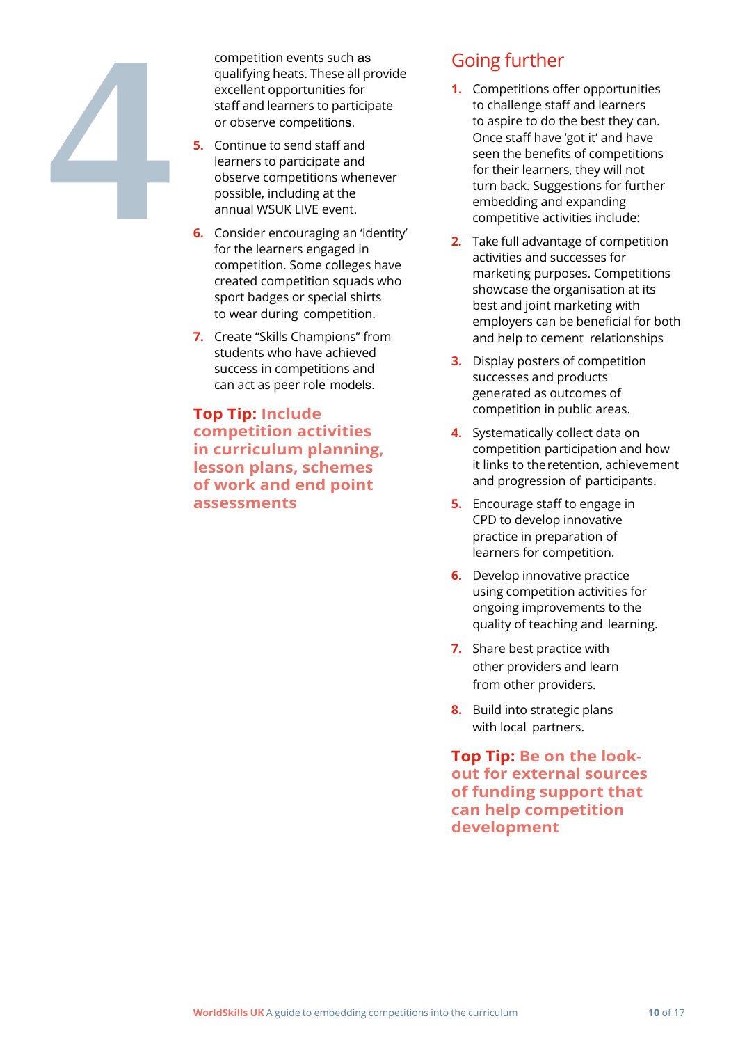competition events such as qualifying heats. These all provide excellent opportunities for staff and learners to participate or observe competitions.

5. Continue to send staff and learners to participate and observe competitions whenever possible, including at the annual WSUK LIVE event.
6. Consider encouraging an 'identity' for the learners engaged in competition. Some colleges have created competition squads who sport badges or special shirts to wear during competition.
7. Create "Skills Champions" from students who have achieved success in competitions and can act as peer role models.

**Top Tip: Include competition activities in curriculum planning, lesson plans, schemes of work and end point assessments**

## Going further

1. Competitions offer opportunities to challenge staff and learners to aspire to do the best they can. Once staff have 'got it' and have seen the benefits of competitions for their learners, they will not turn back. Suggestions for further embedding and expanding competitive activities include:
2. Take full advantage of competition activities and successes for marketing purposes. Competitions showcase the organisation at its best and joint marketing with employers can be beneficial for both and help to cement relationships
3. Display posters of competition successes and products generated as outcomes of competition in public areas.
4. Systematically collect data on competition participation and how it links to the retention, achievement and progression of participants.
5. Encourage staff to engage in CPD to develop innovative practice in preparation of learners for competition.
6. Develop innovative practice using competition activities for ongoing improvements to the quality of teaching and learning.
7. Share best practice with other providers and learn from other providers.
8. Build into strategic plans with local partners.

**Top Tip: Be on the look-out for external sources of funding support that can help competition development**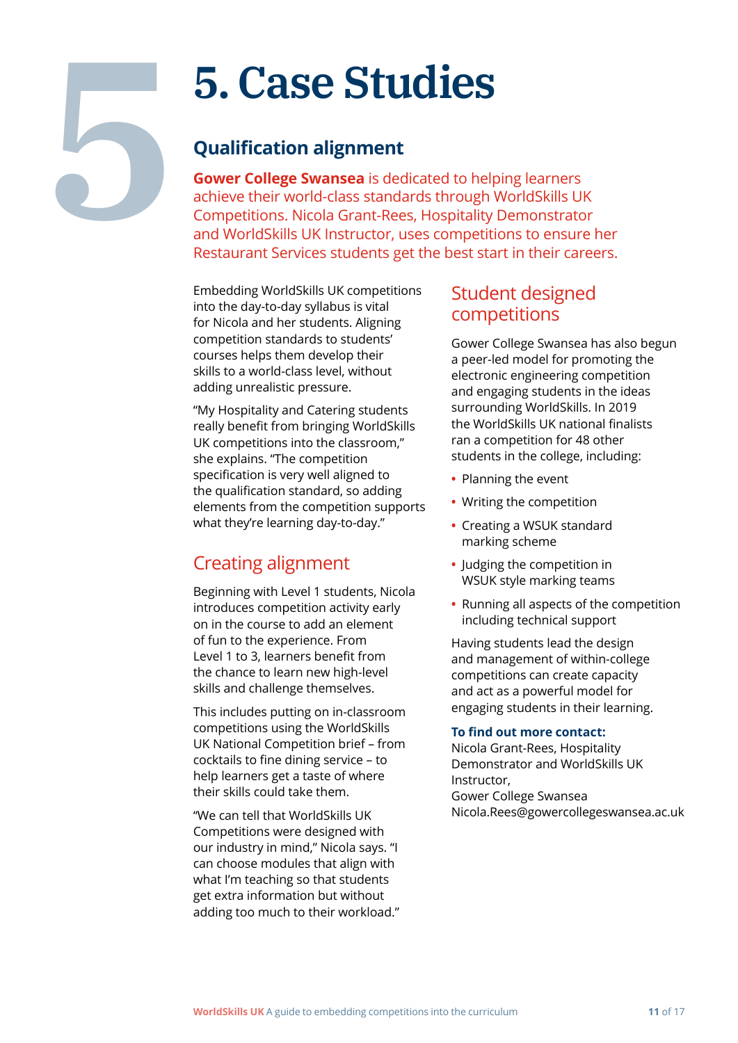# 5. Case Studies

## Qualification alignment

**Gower College Swansea** is dedicated to helping learners achieve their world-class standards through WorldSkills UK Competitions. Nicola Grant-Rees, Hospitality Demonstrator and WorldSkills UK Instructor, uses competitions to ensure her Restaurant Services students get the best start in their careers.

Embedding WorldSkills UK competitions into the day-to-day syllabus is vital for Nicola and her students. Aligning competition standards to students' courses helps them develop their skills to a world-class level, without adding unrealistic pressure.

"My Hospitality and Catering students really benefit from bringing WorldSkills UK competitions into the classroom," she explains. "The competition specification is very well aligned to the qualification standard, so adding elements from the competition supports what they're learning day-to-day."

### Creating alignment

Beginning with Level 1 students, Nicola introduces competition activity early on in the course to add an element of fun to the experience. From Level 1 to 3, learners benefit from the chance to learn new high-level skills and challenge themselves.

This includes putting on in-classroom competitions using the WorldSkills UK National Competition brief – from cocktails to fine dining service – to help learners get a taste of where their skills could take them.

"We can tell that WorldSkills UK Competitions were designed with our industry in mind," Nicola says. "I can choose modules that align with what I'm teaching so that students get extra information but without adding too much to their workload."

### Student designed competitions

Gower College Swansea has also begun a peer-led model for promoting the electronic engineering competition and engaging students in the ideas surrounding WorldSkills. In 2019 the WorldSkills UK national finalists ran a competition for 48 other students in the college, including:

- Planning the event
- Writing the competition
- Creating a WSUK standard marking scheme
- Judging the competition in WSUK style marking teams
- Running all aspects of the competition including technical support

Having students lead the design and management of within-college competitions can create capacity and act as a powerful model for engaging students in their learning.

**To find out more contact:**
Nicola Grant-Rees, Hospitality Demonstrator and WorldSkills UK Instructor,
Gower College Swansea
Nicola.Rees@gowercollegeswansea.ac.uk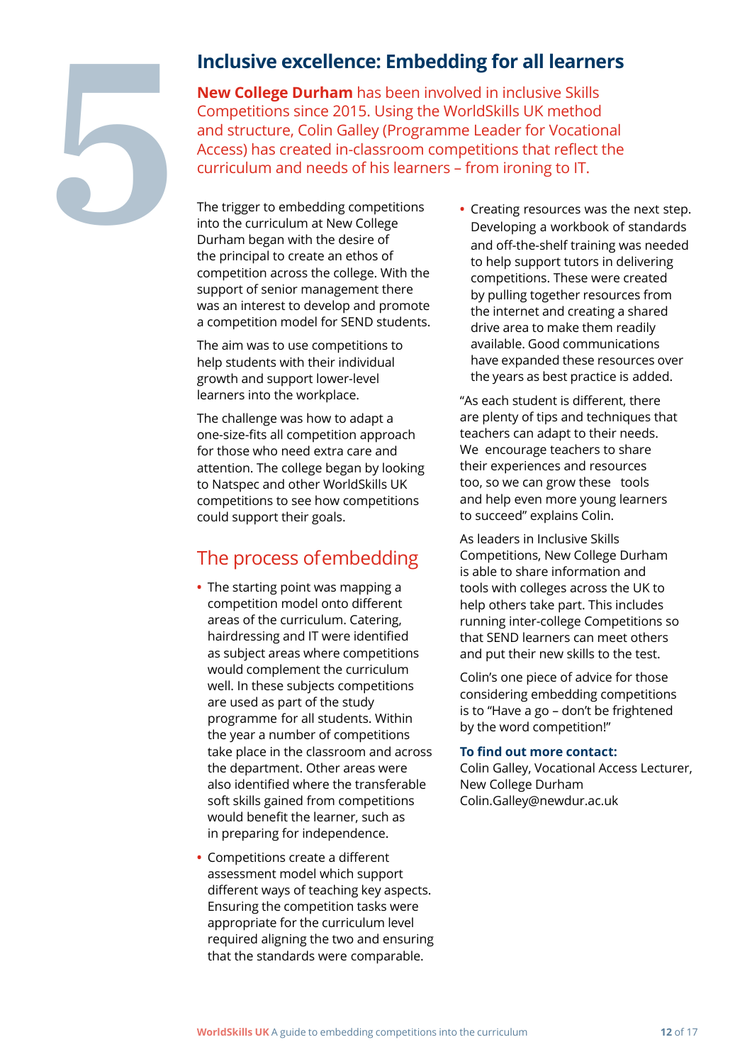5

## Inclusive excellence: Embedding for all learners

**New College Durham** has been involved in inclusive Skills Competitions since 2015. Using the WorldSkills UK method and structure, Colin Galley (Programme Leader for Vocational Access) has created in-classroom competitions that reflect the curriculum and needs of his learners – from ironing to IT.

The trigger to embedding competitions into the curriculum at New College Durham began with the desire of the principal to create an ethos of competition across the college. With the support of senior management there was an interest to develop and promote a competition model for SEND students.

The aim was to use competitions to help students with their individual growth and support lower-level learners into the workplace.

The challenge was how to adapt a one-size-fits all competition approach for those who need extra care and attention. The college began by looking to Natspec and other WorldSkills UK competitions to see how competitions could support their goals.

### The process of embedding

- The starting point was mapping a competition model onto different areas of the curriculum. Catering, hairdressing and IT were identified as subject areas where competitions would complement the curriculum well. In these subjects competitions are used as part of the study programme for all students. Within the year a number of competitions take place in the classroom and across the department. Other areas were also identified where the transferable soft skills gained from competitions would benefit the learner, such as in preparing for independence.
- Competitions create a different assessment model which support different ways of teaching key aspects. Ensuring the competition tasks were appropriate for the curriculum level required aligning the two and ensuring that the standards were comparable.
- Creating resources was the next step. Developing a workbook of standards and off-the-shelf training was needed to help support tutors in delivering competitions. These were created by pulling together resources from the internet and creating a shared drive area to make them readily available. Good communications have expanded these resources over the years as best practice is added.

"As each student is different, there are plenty of tips and techniques that teachers can adapt to their needs. We encourage teachers to share their experiences and resources too, so we can grow these tools and help even more young learners to succeed" explains Colin.

As leaders in Inclusive Skills Competitions, New College Durham is able to share information and tools with colleges across the UK to help others take part. This includes running inter-college Competitions so that SEND learners can meet others and put their new skills to the test.

Colin's one piece of advice for those considering embedding competitions is to "Have a go – don't be frightened by the word competition!"

**To find out more contact:**
Colin Galley, Vocational Access Lecturer, New College Durham
Colin.Galley@newdur.ac.uk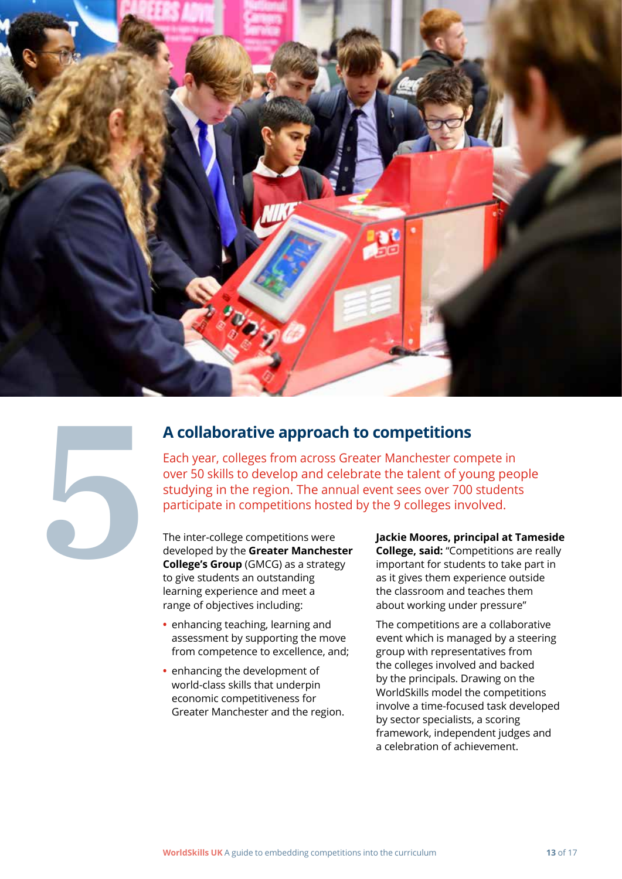## 5 A collaborative approach to competitions

Each year, colleges from across Greater Manchester compete in over 50 skills to develop and celebrate the talent of young people studying in the region. The annual event sees over 700 students participate in competitions hosted by the 9 colleges involved.

The inter-college competitions were developed by the **Greater Manchester College's Group** (GMCG) as a strategy to give students an outstanding learning experience and meet a range of objectives including:

- enhancing teaching, learning and assessment by supporting the move from competence to excellence, and;
- enhancing the development of world-class skills that underpin economic competitiveness for Greater Manchester and the region.

**Jackie Moores, principal at Tameside College, said:** "Competitions are really important for students to take part in as it gives them experience outside the classroom and teaches them about working under pressure"

The competitions are a collaborative event which is managed by a steering group with representatives from the colleges involved and backed by the principals. Drawing on the WorldSkills model the competitions involve a time-focused task developed by sector specialists, a scoring framework, independent judges and a celebration of achievement.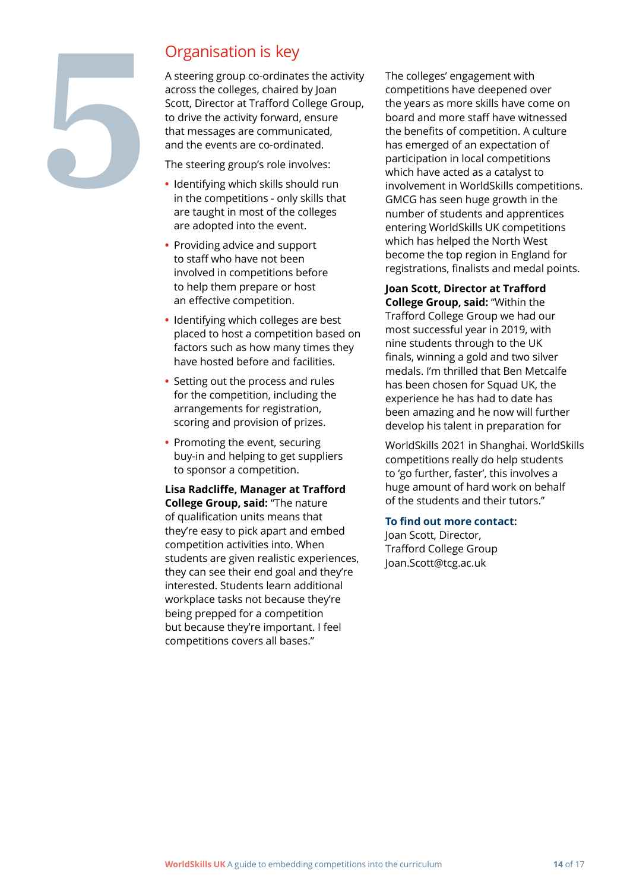# 5

## Organisation is key

A steering group co-ordinates the activity across the colleges, chaired by Joan Scott, Director at Trafford College Group, to drive the activity forward, ensure that messages are communicated, and the events are co-ordinated.

The steering group's role involves:

- Identifying which skills should run in the competitions - only skills that are taught in most of the colleges are adopted into the event.
- Providing advice and support to staff who have not been involved in competitions before to help them prepare or host an effective competition.
- Identifying which colleges are best placed to host a competition based on factors such as how many times they have hosted before and facilities.
- Setting out the process and rules for the competition, including the arrangements for registration, scoring and provision of prizes.
- Promoting the event, securing buy-in and helping to get suppliers to sponsor a competition.

**Lisa Radcliffe, Manager at Trafford College Group, said:** "The nature of qualification units means that they're easy to pick apart and embed competition activities into. When students are given realistic experiences, they can see their end goal and they're interested. Students learn additional workplace tasks not because they're being prepped for a competition but because they're important. I feel competitions covers all bases."

The colleges' engagement with competitions have deepened over the years as more skills have come on board and more staff have witnessed the benefits of competition. A culture has emerged of an expectation of participation in local competitions which have acted as a catalyst to involvement in WorldSkills competitions. GMCG has seen huge growth in the number of students and apprentices entering WorldSkills UK competitions which has helped the North West become the top region in England for registrations, finalists and medal points.

**Joan Scott, Director at Trafford College Group, said:** "Within the Trafford College Group we had our most successful year in 2019, with nine students through to the UK finals, winning a gold and two silver medals. I'm thrilled that Ben Metcalfe has been chosen for Squad UK, the experience he has had to date has been amazing and he now will further develop his talent in preparation for WorldSkills 2021 in Shanghai. WorldSkills competitions really do help students to 'go further, faster', this involves a huge amount of hard work on behalf of the students and their tutors."

**To find out more contact:**
Joan Scott, Director,
Trafford College Group
Joan.Scott@tcg.ac.uk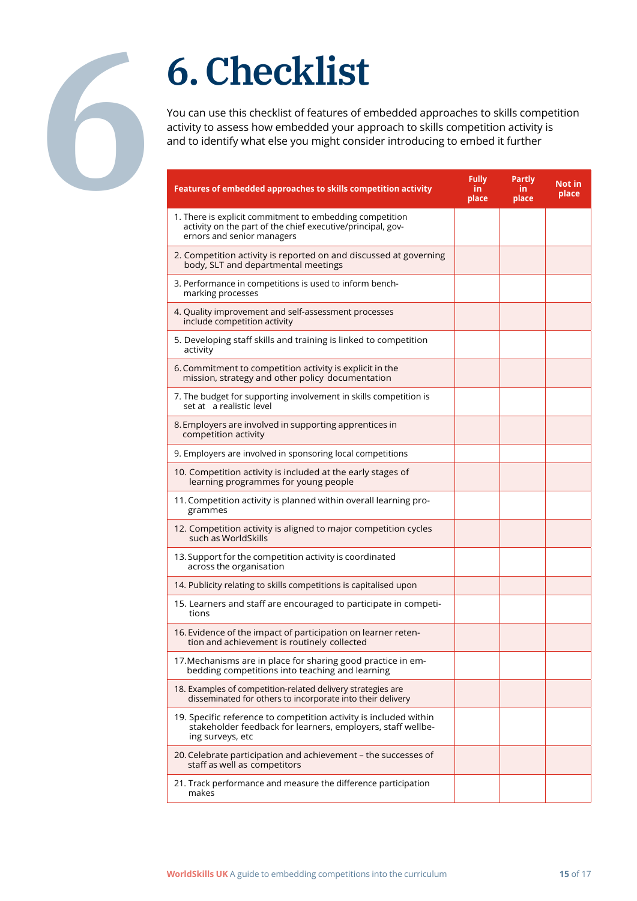# 6. Checklist

You can use this checklist of features of embedded approaches to skills competition activity to assess how embedded your approach to skills competition activity is and to identify what else you might consider introducing to embed it further

| Features of embedded approaches to skills competition activity | Fully in place | Partly in place | Not in place |
|---|---|---|---|
| 1. There is explicit commitment to embedding competition activity on the part of the chief executive/principal, governors and senior managers | | | |
| 2. Competition activity is reported on and discussed at governing body, SLT and departmental meetings | | | |
| 3. Performance in competitions is used to inform benchmarking processes | | | |
| 4. Quality improvement and self-assessment processes include competition activity | | | |
| 5. Developing staff skills and training is linked to competition activity | | | |
| 6. Commitment to competition activity is explicit in the mission, strategy and other policy documentation | | | |
| 7. The budget for supporting involvement in skills competition is set at a realistic level | | | |
| 8. Employers are involved in supporting apprentices in competition activity | | | |
| 9. Employers are involved in sponsoring local competitions | | | |
| 10. Competition activity is included at the early stages of learning programmes for young people | | | |
| 11. Competition activity is planned within overall learning programmes | | | |
| 12. Competition activity is aligned to major competition cycles such as WorldSkills | | | |
| 13. Support for the competition activity is coordinated across the organisation | | | |
| 14. Publicity relating to skills competitions is capitalised upon | | | |
| 15. Learners and staff are encouraged to participate in competitions | | | |
| 16. Evidence of the impact of participation on learner retention and achievement is routinely collected | | | |
| 17. Mechanisms are in place for sharing good practice in embedding competitions into teaching and learning | | | |
| 18. Examples of competition-related delivery strategies are disseminated for others to incorporate into their delivery | | | |
| 19. Specific reference to competition activity is included within stakeholder feedback for learners, employers, staff wellbeing surveys, etc | | | |
| 20. Celebrate participation and achievement – the successes of staff as well as competitors | | | |
| 21. Track performance and measure the difference participation makes | | | |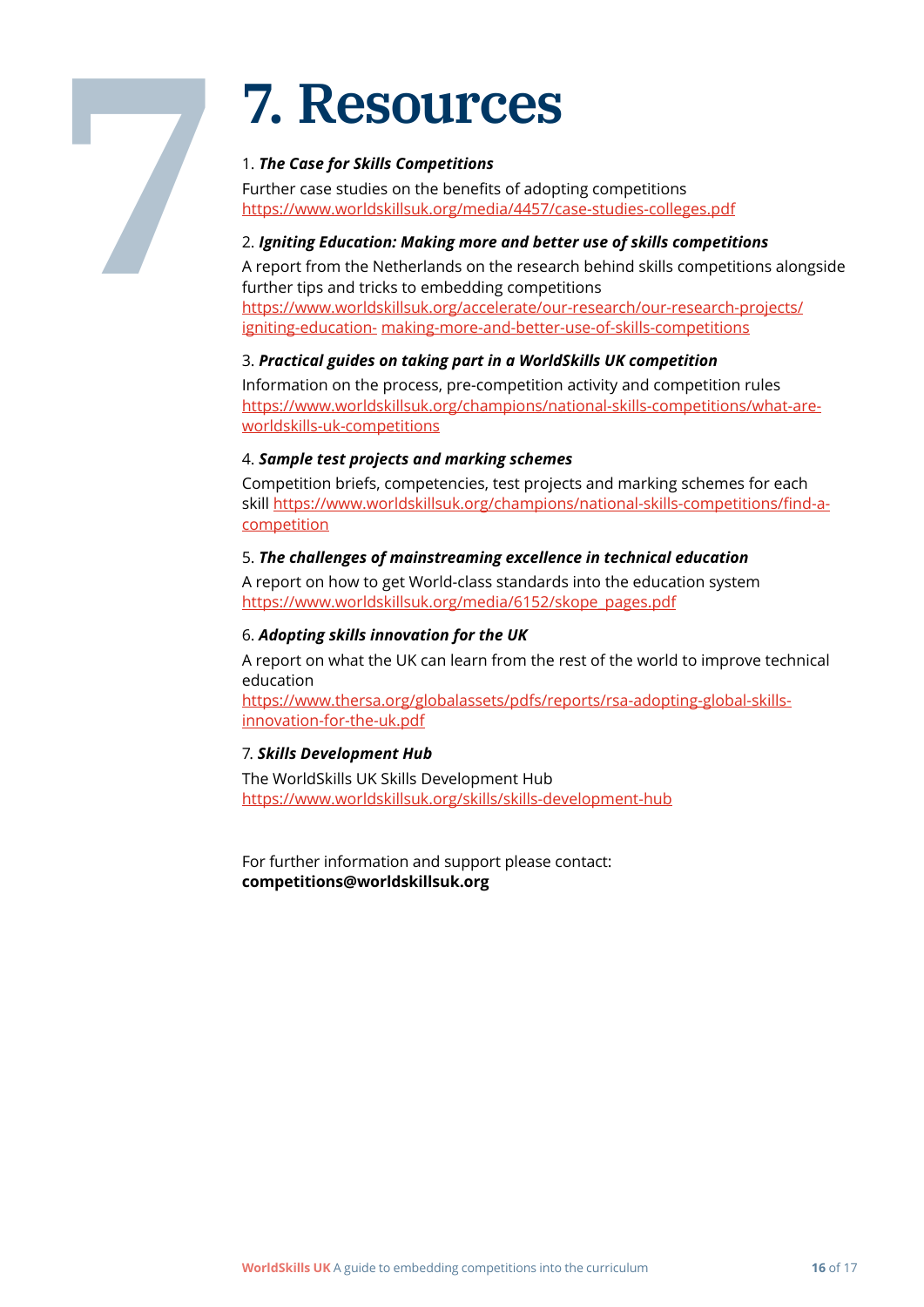# 7. Resources

1. ***The Case for Skills Competitions***

Further case studies on the benefits of adopting competitions
https://www.worldskillsuk.org/media/4457/case-studies-colleges.pdf

2. ***Igniting Education: Making more and better use of skills competitions***

A report from the Netherlands on the research behind skills competitions alongside further tips and tricks to embedding competitions
https://www.worldskillsuk.org/accelerate/our-research/our-research-projects/igniting-education- making-more-and-better-use-of-skills-competitions

3. ***Practical guides on taking part in a WorldSkills UK competition***

Information on the process, pre-competition activity and competition rules
https://www.worldskillsuk.org/champions/national-skills-competitions/what-are-worldskills-uk-competitions

4. ***Sample test projects and marking schemes***

Competition briefs, competencies, test projects and marking schemes for each skill https://www.worldskillsuk.org/champions/national-skills-competitions/find-a-competition

5. ***The challenges of mainstreaming excellence in technical education***

A report on how to get World-class standards into the education system
https://www.worldskillsuk.org/media/6152/skope_pages.pdf

6. ***Adopting skills innovation for the UK***

A report on what the UK can learn from the rest of the world to improve technical education
https://www.thersa.org/globalassets/pdfs/reports/rsa-adopting-global-skills-innovation-for-the-uk.pdf

7. ***Skills Development Hub***

The WorldSkills UK Skills Development Hub
https://www.worldskillsuk.org/skills/skills-development-hub

For further information and support please contact:
**competitions@worldskillsuk.org**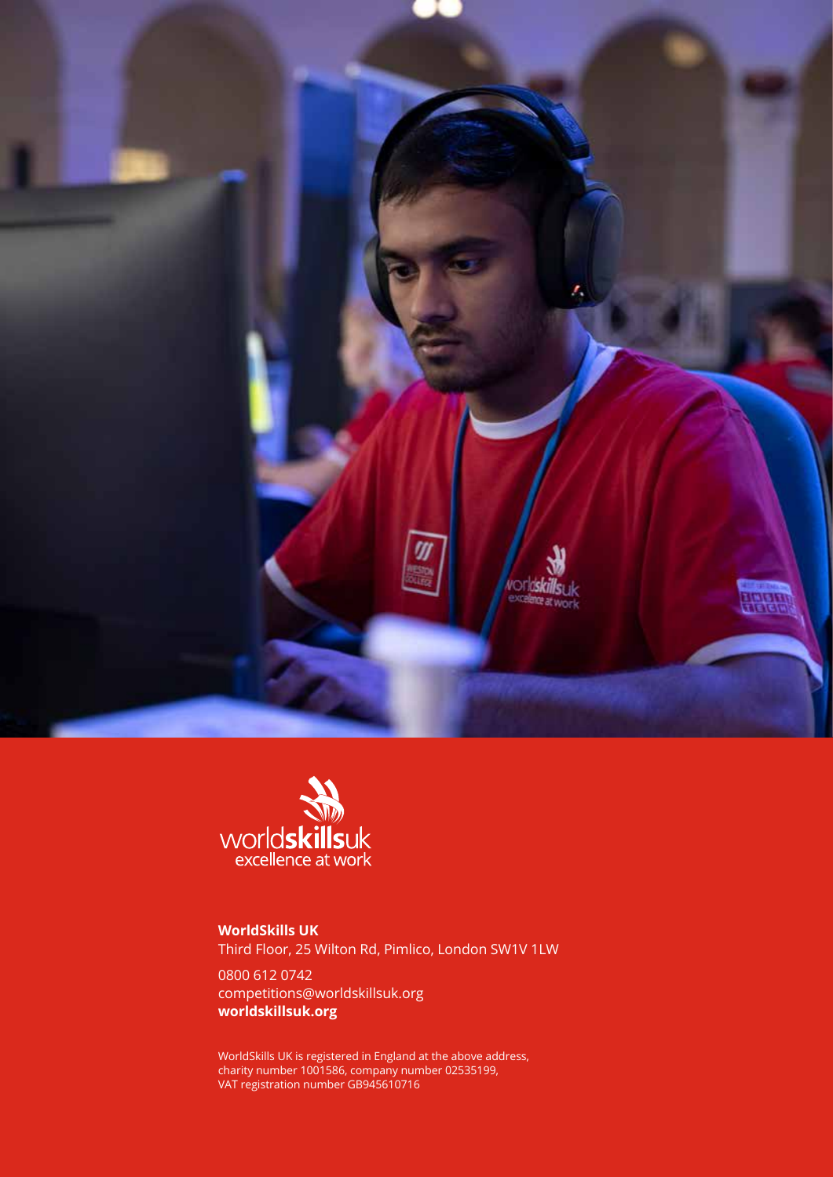worldskillsuk
excellence at work

**WorldSkills UK**
Third Floor, 25 Wilton Rd, Pimlico, London SW1V 1LW

0800 612 0742
competitions@worldskillsuk.org
**worldskillsuk.org**

WorldSkills UK is registered in England at the above address, charity number 1001586, company number 02535199, VAT registration number GB945610716